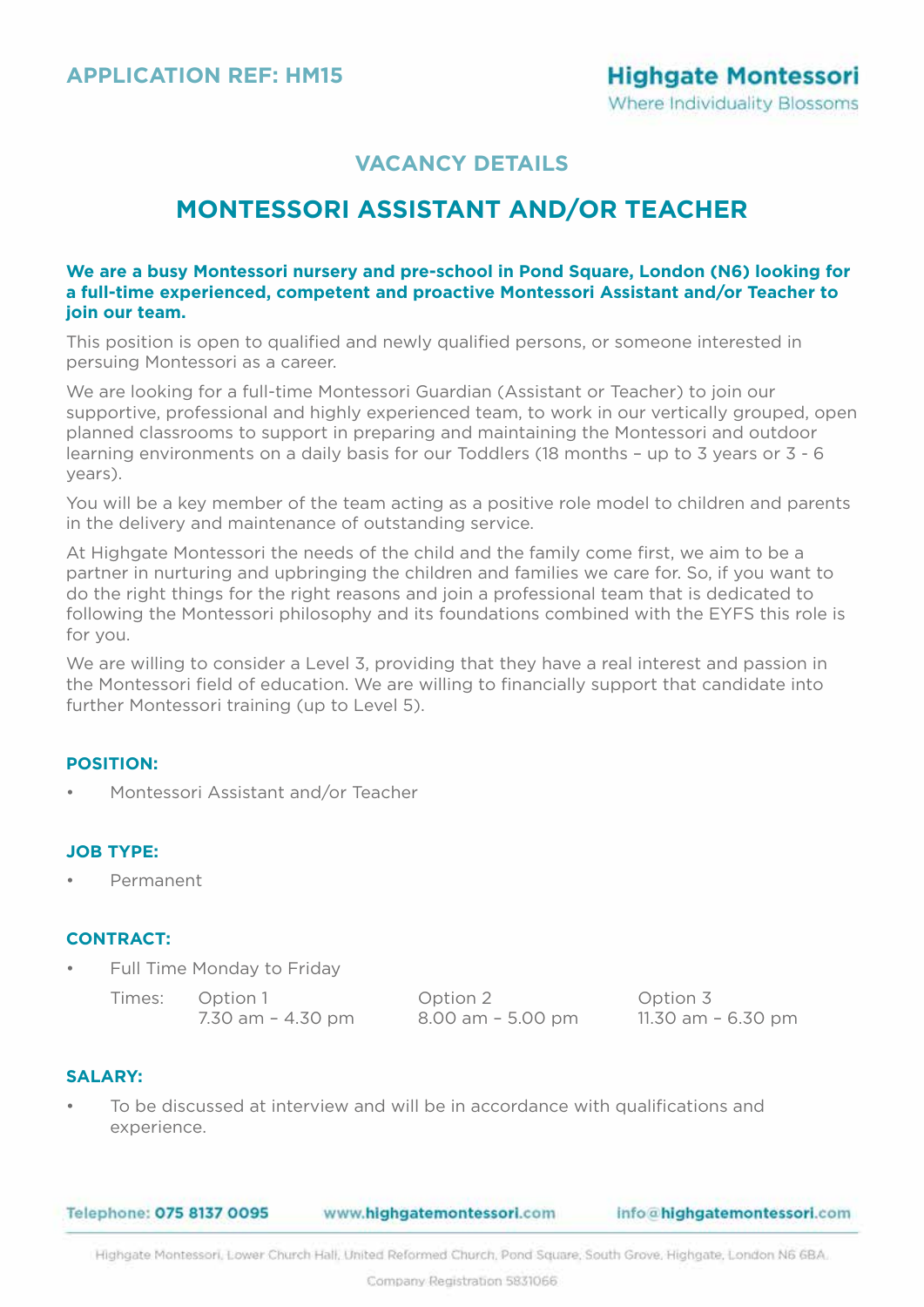**APPLICATION REF: HM15**

**Highgate Montessori**
Where Individuality Blossoms

## VACANCY DETAILS

# MONTESSORI ASSISTANT AND/OR TEACHER

**We are a busy Montessori nursery and pre-school in Pond Square, London (N6) looking for a full-time experienced, competent and proactive Montessori Assistant and/or Teacher to join our team.**

This position is open to qualified and newly qualified persons, or someone interested in persuing Montessori as a career.

We are looking for a full-time Montessori Guardian (Assistant or Teacher) to join our supportive, professional and highly experienced team, to work in our vertically grouped, open planned classrooms to support in preparing and maintaining the Montessori and outdoor learning environments on a daily basis for our Toddlers (18 months – up to 3 years or 3 - 6 years).

You will be a key member of the team acting as a positive role model to children and parents in the delivery and maintenance of outstanding service.

At Highgate Montessori the needs of the child and the family come first, we aim to be a partner in nurturing and upbringing the children and families we care for. So, if you want to do the right things for the right reasons and join a professional team that is dedicated to following the Montessori philosophy and its foundations combined with the EYFS this role is for you.

We are willing to consider a Level 3, providing that they have a real interest and passion in the Montessori field of education. We are willing to financially support that candidate into further Montessori training (up to Level 5).

### POSITION:

- Montessori Assistant and/or Teacher

### JOB TYPE:

- Permanent

### CONTRACT:

- Full Time Monday to Friday

| Times: | Option 1 | Option 2 | Option 3 |
|---|---|---|---|
| | 7.30 am – 4.30 pm | 8.00 am – 5.00 pm | 11.30 am – 6.30 pm |

### SALARY:

- To be discussed at interview and will be in accordance with qualifications and experience.

Telephone: **075 8137 0095** www.**highgatemontessori**.com info@**highgatemontessori**.com

Highgate Montessori, Lower Church Hall, United Reformed Church, Pond Square, South Grove, Highgate, London N6 6BA.

Company Registration 5831066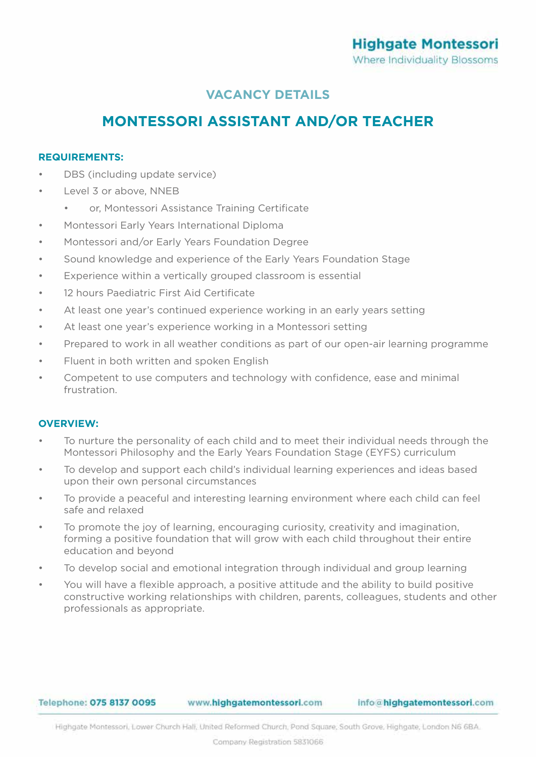Highgate Montessori
Where Individuality Blossoms

## VACANCY DETAILS

# MONTESSORI ASSISTANT AND/OR TEACHER

**REQUIREMENTS:**

- DBS (including update service)
- Level 3 or above, NNEB
    - or, Montessori Assistance Training Certificate
- Montessori Early Years International Diploma
- Montessori and/or Early Years Foundation Degree
- Sound knowledge and experience of the Early Years Foundation Stage
- Experience within a vertically grouped classroom is essential
- 12 hours Paediatric First Aid Certificate
- At least one year's continued experience working in an early years setting
- At least one year's experience working in a Montessori setting
- Prepared to work in all weather conditions as part of our open-air learning programme
- Fluent in both written and spoken English
- Competent to use computers and technology with confidence, ease and minimal frustration.

**OVERVIEW:**

- To nurture the personality of each child and to meet their individual needs through the Montessori Philosophy and the Early Years Foundation Stage (EYFS) curriculum
- To develop and support each child's individual learning experiences and ideas based upon their own personal circumstances
- To provide a peaceful and interesting learning environment where each child can feel safe and relaxed
- To promote the joy of learning, encouraging curiosity, creativity and imagination, forming a positive foundation that will grow with each child throughout their entire education and beyond
- To develop social and emotional integration through individual and group learning
- You will have a flexible approach, a positive attitude and the ability to build positive constructive working relationships with children, parents, colleagues, students and other professionals as appropriate.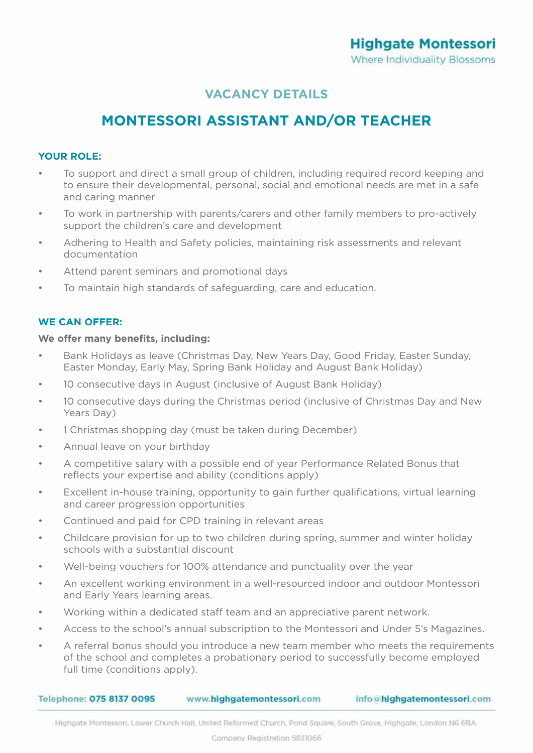Highgate Montessori
Where Individuality Blossoms

## VACANCY DETAILS

# MONTESSORI ASSISTANT AND/OR TEACHER

### YOUR ROLE:

- To support and direct a small group of children, including required record keeping and to ensure their developmental, personal, social and emotional needs are met in a safe and caring manner
- To work in partnership with parents/carers and other family members to pro-actively support the children's care and development
- Adhering to Health and Safety policies, maintaining risk assessments and relevant documentation
- Attend parent seminars and promotional days
- To maintain high standards of safeguarding, care and education.

### WE CAN OFFER:

**We offer many benefits, including:**

- Bank Holidays as leave (Christmas Day, New Years Day, Good Friday, Easter Sunday, Easter Monday, Early May, Spring Bank Holiday and August Bank Holiday)
- 10 consecutive days in August (inclusive of August Bank Holiday)
- 10 consecutive days during the Christmas period (inclusive of Christmas Day and New Years Day)
- 1 Christmas shopping day (must be taken during December)
- Annual leave on your birthday
- A competitive salary with a possible end of year Performance Related Bonus that reflects your expertise and ability (conditions apply)
- Excellent in-house training, opportunity to gain further qualifications, virtual learning and career progression opportunities
- Continued and paid for CPD training in relevant areas
- Childcare provision for up to two children during spring, summer and winter holiday schools with a substantial discount
- Well-being vouchers for 100% attendance and punctuality over the year
- An excellent working environment in a well-resourced indoor and outdoor Montessori and Early Years learning areas.
- Working within a dedicated staff team and an appreciative parent network.
- Access to the school's annual subscription to the Montessori and Under 5's Magazines.
- A referral bonus should you introduce a new team member who meets the requirements of the school and completes a probationary period to successfully become employed full time (conditions apply).

Telephone: 075 8137 0095 www.highgatemontessori.com info@highgatemontessori.com

Highgate Montessori, Lower Church Hall, United Reformed Church, Pond Square, South Grove, Highgate, London N6 6BA.

Company Registration 5831066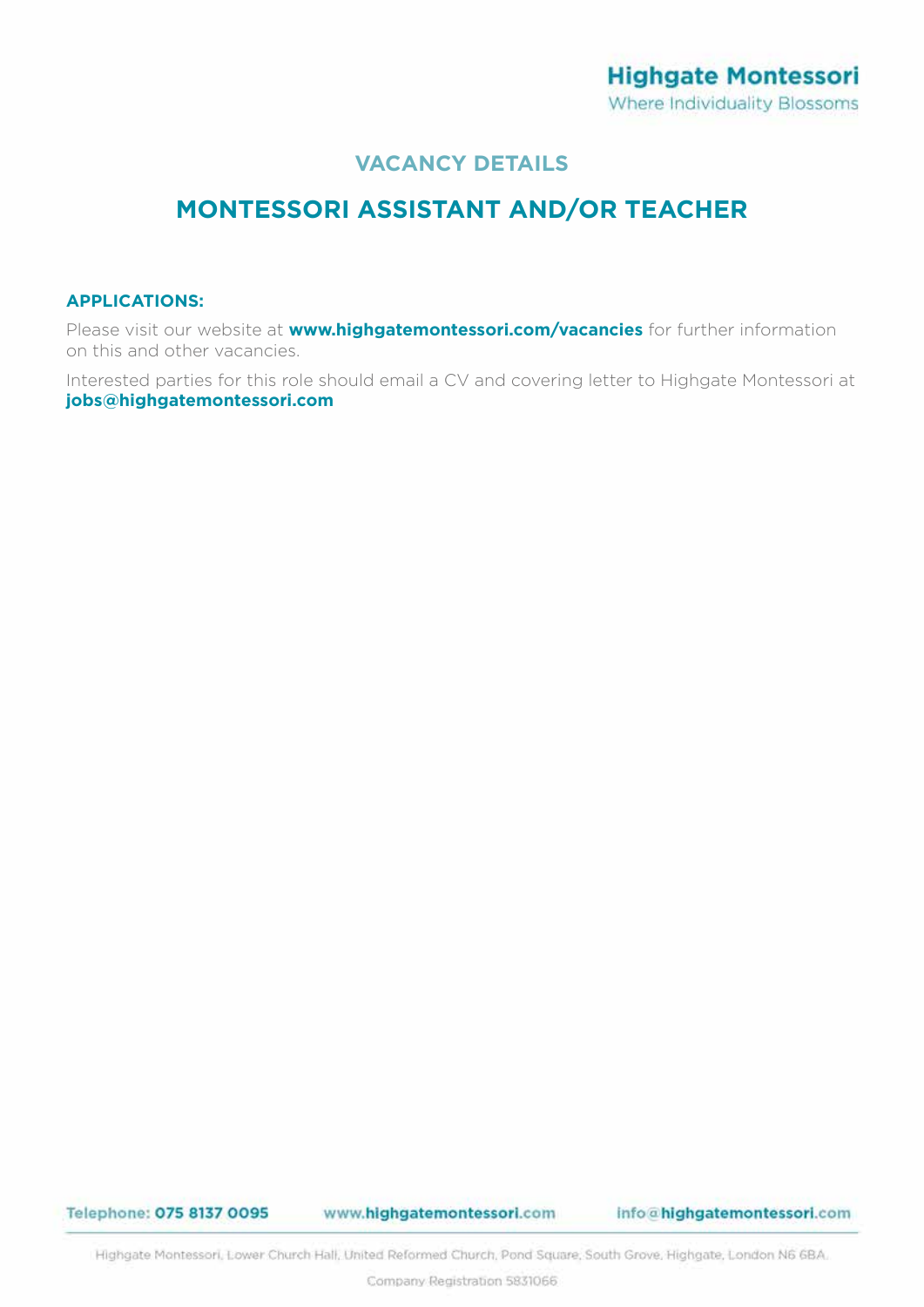## VACANCY DETAILS

# MONTESSORI ASSISTANT AND/OR TEACHER

**APPLICATIONS:**

Please visit our website at **www.highgatemontessori.com/vacancies** for further information on this and other vacancies.

Interested parties for this role should email a CV and covering letter to Highgate Montessori at **jobs@highgatemontessori.com**